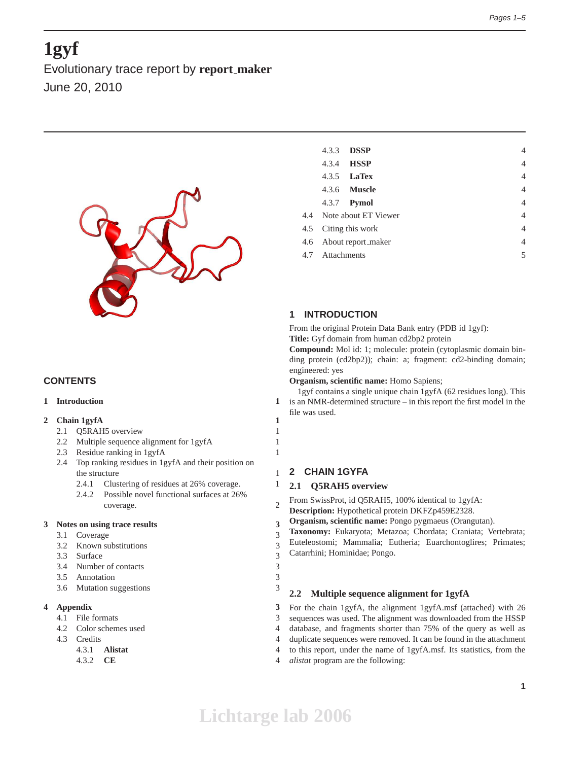# 1gyf

Evolutionary trace report by **report_maker**

June 20, 2010

## CONTENTS

| | | |
|---|---|---|
| **1** | **Introduction** | **1** |
| **2** | **Chain 1gyfA** | **1** |
| 2.1 | Q5RAH5 overview | 1 |
| 2.2 | Multiple sequence alignment for 1gyfA | 1 |
| 2.3 | Residue ranking in 1gyfA | 1 |
| 2.4 | Top ranking residues in 1gyfA and their position on the structure | 1 |
| 2.4.1 | Clustering of residues at 26% coverage. | 1 |
| 2.4.2 | Possible novel functional surfaces at 26% coverage. | 2 |
| **3** | **Notes on using trace results** | **3** |
| 3.1 | Coverage | 3 |
| 3.2 | Known substitutions | 3 |
| 3.3 | Surface | 3 |
| 3.4 | Number of contacts | 3 |
| 3.5 | Annotation | 3 |
| 3.6 | Mutation suggestions | 3 |
| **4** | **Appendix** | **3** |
| 4.1 | File formats | 3 |
| 4.2 | Color schemes used | 4 |
| 4.3 | Credits | 4 |
| 4.3.1 | **Alistat** | 4 |
| 4.3.2 | **CE** | 4 |
| 4.3.3 | **DSSP** | 4 |
| 4.3.4 | **HSSP** | 4 |
| 4.3.5 | **LaTex** | 4 |
| 4.3.6 | **Muscle** | 4 |
| 4.3.7 | **Pymol** | 4 |
| 4.4 | Note about ET Viewer | 4 |
| 4.5 | Citing this work | 4 |
| 4.6 | About report_maker | 4 |
| 4.7 | Attachments | 5 |

## 1 INTRODUCTION

From the original Protein Data Bank entry (PDB id 1gyf):
**Title:** Gyf domain from human cd2bp2 protein
**Compound:** Mol id: 1; molecule: protein (cytoplasmic domain binding protein (cd2bp2)); chain: a; fragment: cd2-binding domain; engineered: yes
**Organism, scientific name:** Homo Sapiens;

1gyf contains a single unique chain 1gyfA (62 residues long). This is an NMR-determined structure – in this report the first model in the file was used.

## 2 CHAIN 1GYFA

### 2.1 Q5RAH5 overview

From SwissProt, id Q5RAH5, 100% identical to 1gyfA:
**Description:** Hypothetical protein DKFZp459E2328.
**Organism, scientific name:** Pongo pygmaeus (Orangutan).
**Taxonomy:** Eukaryota; Metazoa; Chordata; Craniata; Vertebrata; Euteleostomi; Mammalia; Eutheria; Euarchontoglires; Primates; Catarrhini; Hominidae; Pongo.

### 2.2 Multiple sequence alignment for 1gyfA

For the chain 1gyfA, the alignment 1gyfA.msf (attached) with 26 sequences was used. The alignment was downloaded from the HSSP database, and fragments shorter than 75% of the query as well as duplicate sequences were removed. It can be found in the attachment to this report, under the name of 1gyfA.msf. Its statistics, from the *alistat* program are the following: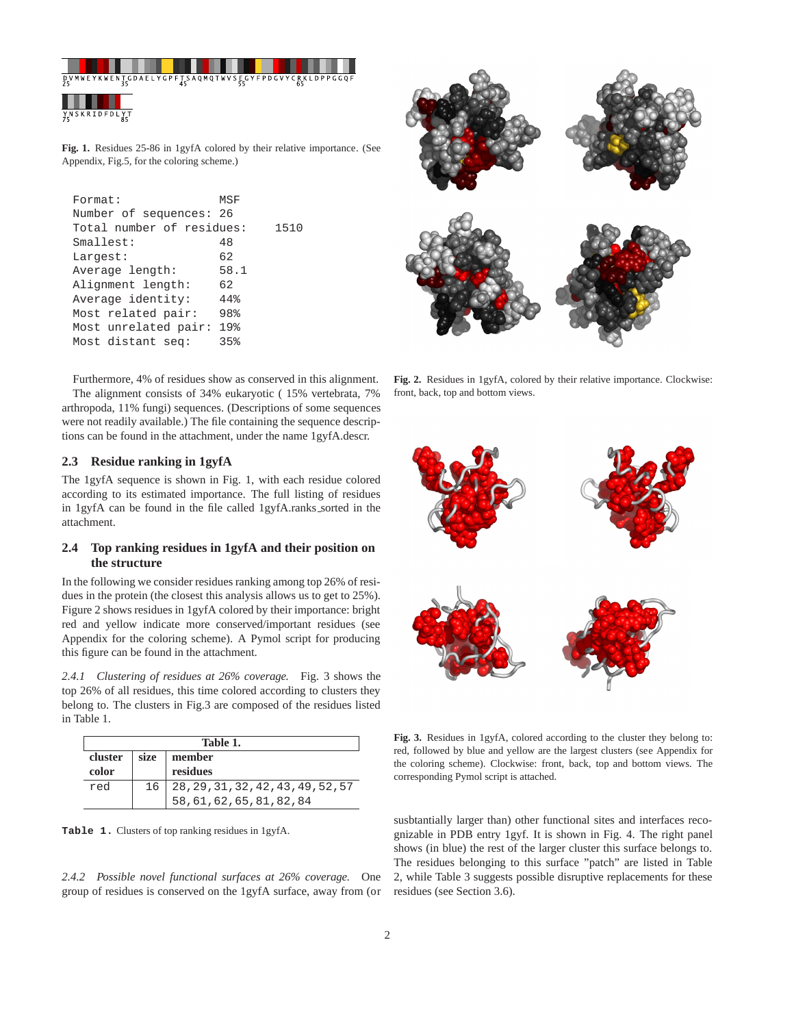DVMWEYKWENTGDAELYGPFTSAQMQTWVSEGYFPDGVYCRKLDPPGGQF
25 35 45 55 65

YNSKRIDFDLYT
75 85

**Fig. 1.** Residues 25-86 in 1gyfA colored by their relative importance. (See Appendix, Fig.5, for the coloring scheme.)

```
Format:              MSF
Number of sequences: 26
Total number of residues:    1510
Smallest:            48
Largest:             62
Average length:      58.1
Alignment length:    62
Average identity:    44%
Most related pair:   98%
Most unrelated pair: 19%
Most distant seq:    35%
```

Furthermore, 4% of residues show as conserved in this alignment.

The alignment consists of 34% eukaryotic ( 15% vertebrata, 7% arthropoda, 11% fungi) sequences. (Descriptions of some sequences were not readily available.) The file containing the sequence descriptions can be found in the attachment, under the name 1gyfA.descr.

### 2.3 Residue ranking in 1gyfA

The 1gyfA sequence is shown in Fig. 1, with each residue colored according to its estimated importance. The full listing of residues in 1gyfA can be found in the file called 1gyfA.ranks_sorted in the attachment.

### 2.4 Top ranking residues in 1gyfA and their position on the structure

In the following we consider residues ranking among top 26% of residues in the protein (the closest this analysis allows us to get to 25%). Figure 2 shows residues in 1gyfA colored by their importance: bright red and yellow indicate more conserved/important residues (see Appendix for the coloring scheme). A Pymol script for producing this figure can be found in the attachment.

**Fig. 2.** Residues in 1gyfA, colored by their relative importance. Clockwise: front, back, top and bottom views.

*2.4.1 Clustering of residues at 26% coverage.* Fig. 3 shows the top 26% of all residues, this time colored according to clusters they belong to. The clusters in Fig.3 are composed of the residues listed in Table 1.

**Fig. 3.** Residues in 1gyfA, colored according to the cluster they belong to: red, followed by blue and yellow are the largest clusters (see Appendix for the coloring scheme). Clockwise: front, back, top and bottom views. The corresponding Pymol script is attached.

| cluster color | size | member residues |
|---|---|---|
| red | 16 | 28,29,31,32,42,43,49,52,57 58,61,62,65,81,82,84 |

**Table 1.** Clusters of top ranking residues in 1gyfA.

*2.4.2 Possible novel functional surfaces at 26% coverage.* One group of residues is conserved on the 1gyfA surface, away from (or susbtantially larger than) other functional sites and interfaces recognizable in PDB entry 1gyf. It is shown in Fig. 4. The right panel shows (in blue) the rest of the larger cluster this surface belongs to. The residues belonging to this surface "patch" are listed in Table 2, while Table 3 suggests possible disruptive replacements for these residues (see Section 3.6).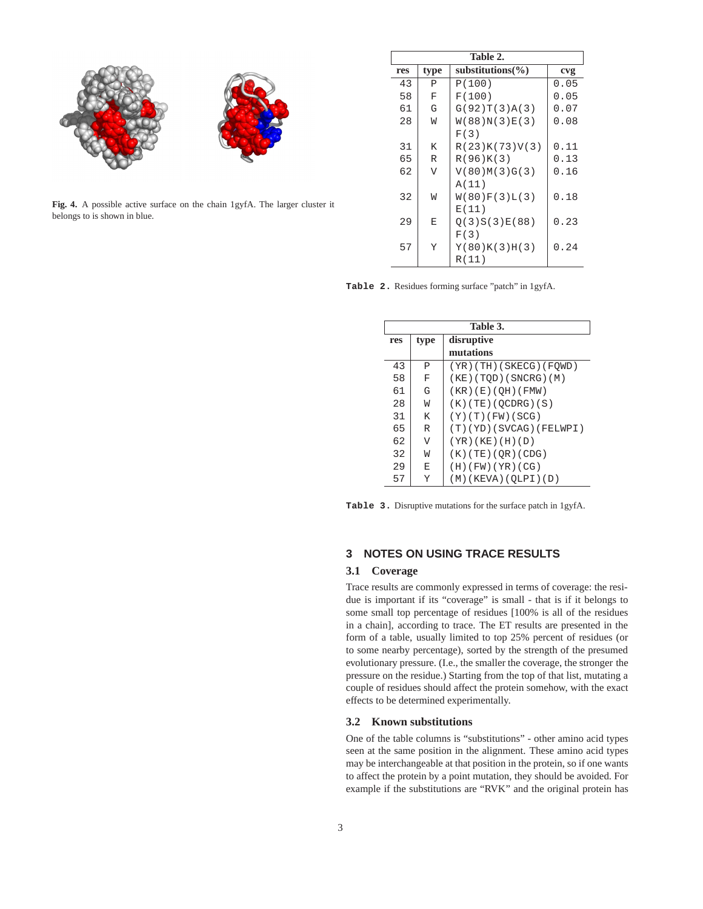**Fig. 4.** A possible active surface on the chain 1gyfA. The larger cluster it belongs to is shown in blue.

| Table 2. | | | |
|---|---|---|---|
| **res** | **type** | **substitutions(%)** | **cvg** |
| 43 | P | P(100) | 0.05 |
| 58 | F | F(100) | 0.05 |
| 61 | G | G(92)T(3)A(3) | 0.07 |
| 28 | W | W(88)N(3)E(3) F(3) | 0.08 |
| 31 | K | R(23)K(73)V(3) | 0.11 |
| 65 | R | R(96)K(3) | 0.13 |
| 62 | V | V(80)M(3)G(3) A(11) | 0.16 |
| 32 | W | W(80)F(3)L(3) E(11) | 0.18 |
| 29 | E | Q(3)S(3)E(88) F(3) | 0.23 |
| 57 | Y | Y(80)K(3)H(3) R(11) | 0.24 |

**Table 2.** Residues forming surface "patch" in 1gyfA.

| Table 3. | | |
|---|---|---|
| **res** | **type** | **disruptive mutations** |
| 43 | P | (YR)(TH)(SKECG)(FQWD) |
| 58 | F | (KE)(TQD)(SNCRG)(M) |
| 61 | G | (KR)(E)(QH)(FMW) |
| 28 | W | (K)(TE)(QCDRG)(S) |
| 31 | K | (Y)(T)(FW)(SCG) |
| 65 | R | (T)(YD)(SVCAG)(FELWPI) |
| 62 | V | (YR)(KE)(H)(D) |
| 32 | W | (K)(TE)(QR)(CDG) |
| 29 | E | (H)(FW)(YR)(CG) |
| 57 | Y | (M)(KEVA)(QLPI)(D) |

**Table 3.** Disruptive mutations for the surface patch in 1gyfA.

## 3 NOTES ON USING TRACE RESULTS

### 3.1 Coverage

Trace results are commonly expressed in terms of coverage: the residue is important if its "coverage" is small - that is if it belongs to some small top percentage of residues [100% is all of the residues in a chain], according to trace. The ET results are presented in the form of a table, usually limited to top 25% percent of residues (or to some nearby percentage), sorted by the strength of the presumed evolutionary pressure. (I.e., the smaller the coverage, the stronger the pressure on the residue.) Starting from the top of that list, mutating a couple of residues should affect the protein somehow, with the exact effects to be determined experimentally.

### 3.2 Known substitutions

One of the table columns is "substitutions" - other amino acid types seen at the same position in the alignment. These amino acid types may be interchangeable at that position in the protein, so if one wants to affect the protein by a point mutation, they should be avoided. For example if the substitutions are "RVK" and the original protein has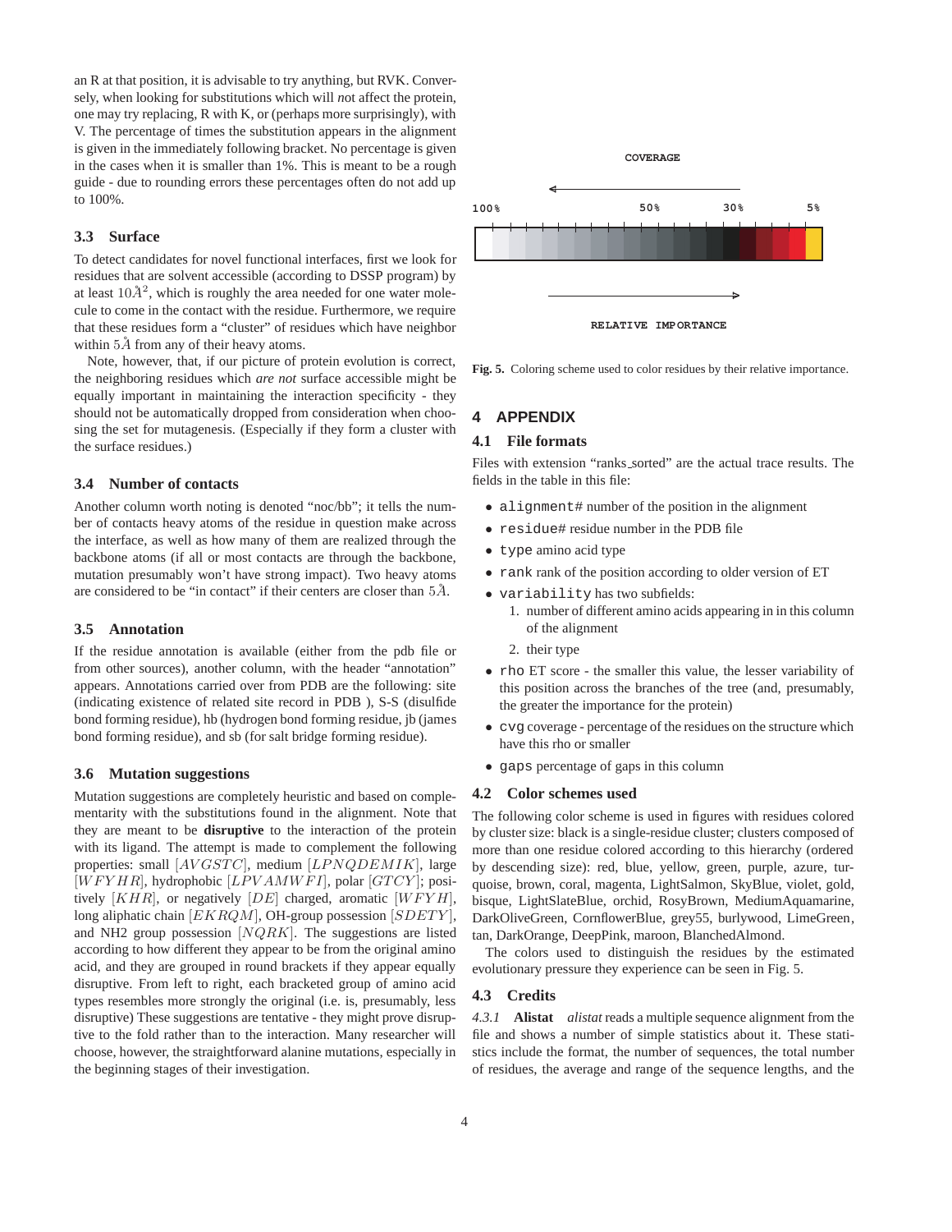an R at that position, it is advisable to try anything, but RVK. Conversely, when looking for substitutions which will *n*ot affect the protein, one may try replacing, R with K, or (perhaps more surprisingly), with V. The percentage of times the substitution appears in the alignment is given in the immediately following bracket. No percentage is given in the cases when it is smaller than 1%. This is meant to be a rough guide - due to rounding errors these percentages often do not add up to 100%.

### 3.3 Surface

To detect candidates for novel functional interfaces, first we look for residues that are solvent accessible (according to DSSP program) by at least $10\AA^2$, which is roughly the area needed for one water molecule to come in the contact with the residue. Furthermore, we require that these residues form a "cluster" of residues which have neighbor within $5\AA$ from any of their heavy atoms.

Note, however, that, if our picture of protein evolution is correct, the neighboring residues which *are not* surface accessible might be equally important in maintaining the interaction specificity - they should not be automatically dropped from consideration when choosing the set for mutagenesis. (Especially if they form a cluster with the surface residues.)

### 3.4 Number of contacts

Another column worth noting is denoted "noc/bb"; it tells the number of contacts heavy atoms of the residue in question make across the interface, as well as how many of them are realized through the backbone atoms (if all or most contacts are through the backbone, mutation presumably won't have strong impact). Two heavy atoms are considered to be "in contact" if their centers are closer than $5\AA$.

### 3.5 Annotation

If the residue annotation is available (either from the pdb file or from other sources), another column, with the header "annotation" appears. Annotations carried over from PDB are the following: site (indicating existence of related site record in PDB ), S-S (disulfide bond forming residue), hb (hydrogen bond forming residue, jb (james bond forming residue), and sb (for salt bridge forming residue).

### 3.6 Mutation suggestions

Mutation suggestions are completely heuristic and based on complementarity with the substitutions found in the alignment. Note that they are meant to be **disruptive** to the interaction of the protein with its ligand. The attempt is made to complement the following properties: small $[AVGSTC]$, medium $[LPNQDEMIK]$, large $[WFYHR]$, hydrophobic $[LPVAMWFI]$, polar $[GTCY]$; positively $[KHR]$, or negatively $[DE]$ charged, aromatic $[WFYH]$, long aliphatic chain $[EKRQM]$, OH-group possession $[SDETY]$, and NH2 group possession $[NQRK]$. The suggestions are listed according to how different they appear to be from the original amino acid, and they are grouped in round brackets if they appear equally disruptive. From left to right, each bracketed group of amino acid types resembles more strongly the original (i.e. is, presumably, less disruptive) These suggestions are tentative - they might prove disruptive to the fold rather than to the interaction. Many researcher will choose, however, the straightforward alanine mutations, especially in the beginning stages of their investigation.

**Fig. 5.** Coloring scheme used to color residues by their relative importance.

## 4 APPENDIX

### 4.1 File formats

Files with extension "ranks_sorted" are the actual trace results. The fields in the table in this file:

- `alignment#` number of the position in the alignment
- `residue#` residue number in the PDB file
- `type` amino acid type
- `rank` rank of the position according to older version of ET
- `variability` has two subfields:
  1. number of different amino acids appearing in in this column of the alignment
  2. their type
- `rho` ET score - the smaller this value, the lesser variability of this position across the branches of the tree (and, presumably, the greater the importance for the protein)
- `cvg` coverage - percentage of the residues on the structure which have this rho or smaller
- `gaps` percentage of gaps in this column

### 4.2 Color schemes used

The following color scheme is used in figures with residues colored by cluster size: black is a single-residue cluster; clusters composed of more than one residue colored according to this hierarchy (ordered by descending size): red, blue, yellow, green, purple, azure, turquoise, brown, coral, magenta, LightSalmon, SkyBlue, violet, gold, bisque, LightSlateBlue, orchid, RosyBrown, MediumAquamarine, DarkOliveGreen, CornflowerBlue, grey55, burlywood, LimeGreen, tan, DarkOrange, DeepPink, maroon, BlanchedAlmond.

The colors used to distinguish the residues by the estimated evolutionary pressure they experience can be seen in Fig. 5.

### 4.3 Credits

*4.3.1* **Alistat** *alistat* reads a multiple sequence alignment from the file and shows a number of simple statistics about it. These statistics include the format, the number of sequences, the total number of residues, the average and range of the sequence lengths, and the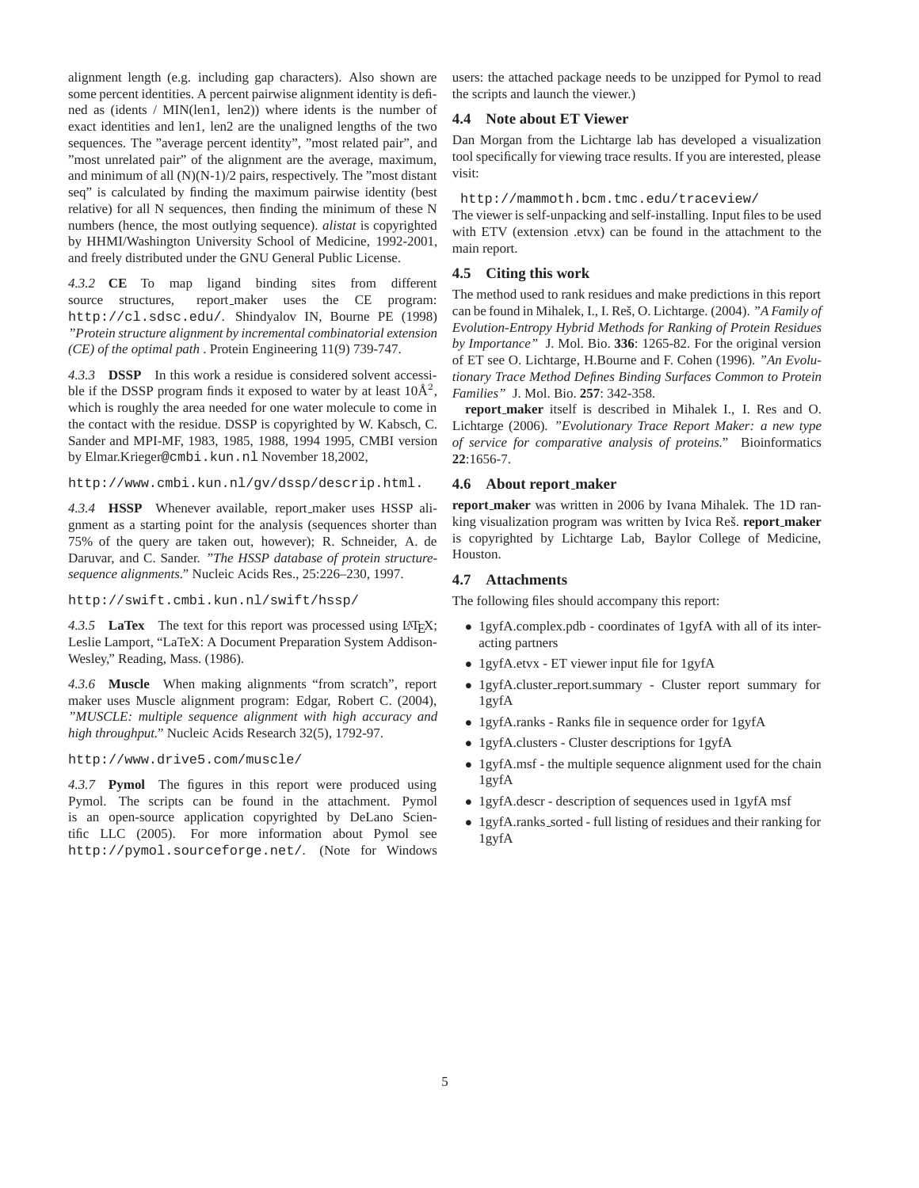alignment length (e.g. including gap characters). Also shown are some percent identities. A percent pairwise alignment identity is defined as (idents / MIN(len1, len2)) where idents is the number of exact identities and len1, len2 are the unaligned lengths of the two sequences. The "average percent identity", "most related pair", and "most unrelated pair" of the alignment are the average, maximum, and minimum of all (N)(N-1)/2 pairs, respectively. The "most distant seq" is calculated by finding the maximum pairwise identity (best relative) for all N sequences, then finding the minimum of these N numbers (hence, the most outlying sequence). *alistat* is copyrighted by HHMI/Washington University School of Medicine, 1992-2001, and freely distributed under the GNU General Public License.

*4.3.2* **CE** To map ligand binding sites from different source structures, report_maker uses the CE program: `http://cl.sdsc.edu/`. Shindyalov IN, Bourne PE (1998) *"Protein structure alignment by incremental combinatorial extension (CE) of the optimal path* . Protein Engineering 11(9) 739-747.

*4.3.3* **DSSP** In this work a residue is considered solvent accessible if the DSSP program finds it exposed to water by at least 10Å$^2$, which is roughly the area needed for one water molecule to come in the contact with the residue. DSSP is copyrighted by W. Kabsch, C. Sander and MPI-MF, 1983, 1985, 1988, 1994 1995, CMBI version by Elmar.Krieger@cmbi.kun.nl November 18,2002,

`http://www.cmbi.kun.nl/gv/dssp/descrip.html.`

*4.3.4* **HSSP** Whenever available, report_maker uses HSSP alignment as a starting point for the analysis (sequences shorter than 75% of the query are taken out, however); R. Schneider, A. de Daruvar, and C. Sander. *"The HSSP database of protein structure-sequence alignments.*" Nucleic Acids Res., 25:226–230, 1997.

`http://swift.cmbi.kun.nl/swift/hssp/`

*4.3.5* **LaTex** The text for this report was processed using LaTeX; Leslie Lamport, "LaTeX: A Document Preparation System Addison-Wesley," Reading, Mass. (1986).

*4.3.6* **Muscle** When making alignments "from scratch", report maker uses Muscle alignment program: Edgar, Robert C. (2004), *"MUSCLE: multiple sequence alignment with high accuracy and high throughput.*" Nucleic Acids Research 32(5), 1792-97.

`http://www.drive5.com/muscle/`

*4.3.7* **Pymol** The figures in this report were produced using Pymol. The scripts can be found in the attachment. Pymol is an open-source application copyrighted by DeLano Scientific LLC (2005). For more information about Pymol see `http://pymol.sourceforge.net/`. (Note for Windows users: the attached package needs to be unzipped for Pymol to read the scripts and launch the viewer.)

### 4.4 Note about ET Viewer

Dan Morgan from the Lichtarge lab has developed a visualization tool specifically for viewing trace results. If you are interested, please visit:

`http://mammoth.bcm.tmc.edu/traceview/`

The viewer is self-unpacking and self-installing. Input files to be used with ETV (extension .etvx) can be found in the attachment to the main report.

### 4.5 Citing this work

The method used to rank residues and make predictions in this report can be found in Mihalek, I., I. Reš, O. Lichtarge. (2004). *"A Family of Evolution-Entropy Hybrid Methods for Ranking of Protein Residues by Importance"* J. Mol. Bio. **336**: 1265-82. For the original version of ET see O. Lichtarge, H.Bourne and F. Cohen (1996). *"An Evolutionary Trace Method Defines Binding Surfaces Common to Protein Families"* J. Mol. Bio. **257**: 342-358.

**report_maker** itself is described in Mihalek I., I. Res and O. Lichtarge (2006). *"Evolutionary Trace Report Maker: a new type of service for comparative analysis of proteins.*" Bioinformatics **22**:1656-7.

### 4.6 About report_maker

**report_maker** was written in 2006 by Ivana Mihalek. The 1D ranking visualization program was written by Ivica Reš. **report_maker** is copyrighted by Lichtarge Lab, Baylor College of Medicine, Houston.

### 4.7 Attachments

The following files should accompany this report:

- 1gyfA.complex.pdb - coordinates of 1gyfA with all of its interacting partners
- 1gyfA.etvx - ET viewer input file for 1gyfA
- 1gyfA.cluster_report.summary - Cluster report summary for 1gyfA
- 1gyfA.ranks - Ranks file in sequence order for 1gyfA
- 1gyfA.clusters - Cluster descriptions for 1gyfA
- 1gyfA.msf - the multiple sequence alignment used for the chain 1gyfA
- 1gyfA.descr - description of sequences used in 1gyfA msf
- 1gyfA.ranks_sorted - full listing of residues and their ranking for 1gyfA